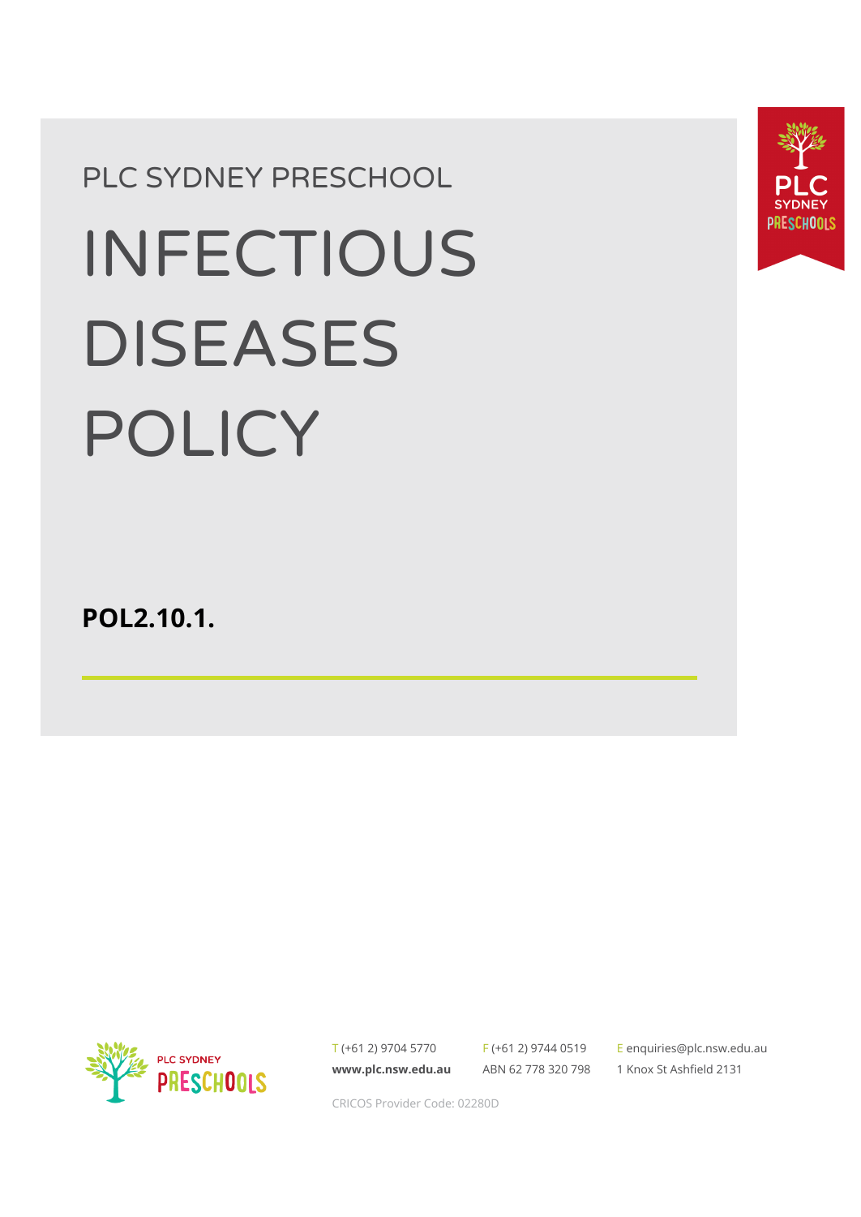PLC SYDNEY PRESCHOOL

# INFECTIOUS DISEASES POLICY

**POL2.10.1.**

T (+61 2) 9704 5770　F (+61 2) 9744 0519　E enquiries@plc.nsw.edu.au

**www.plc.nsw.edu.au**　ABN 62 778 320 798　1 Knox St Ashfield 2131

CRICOS Provider Code: 02280D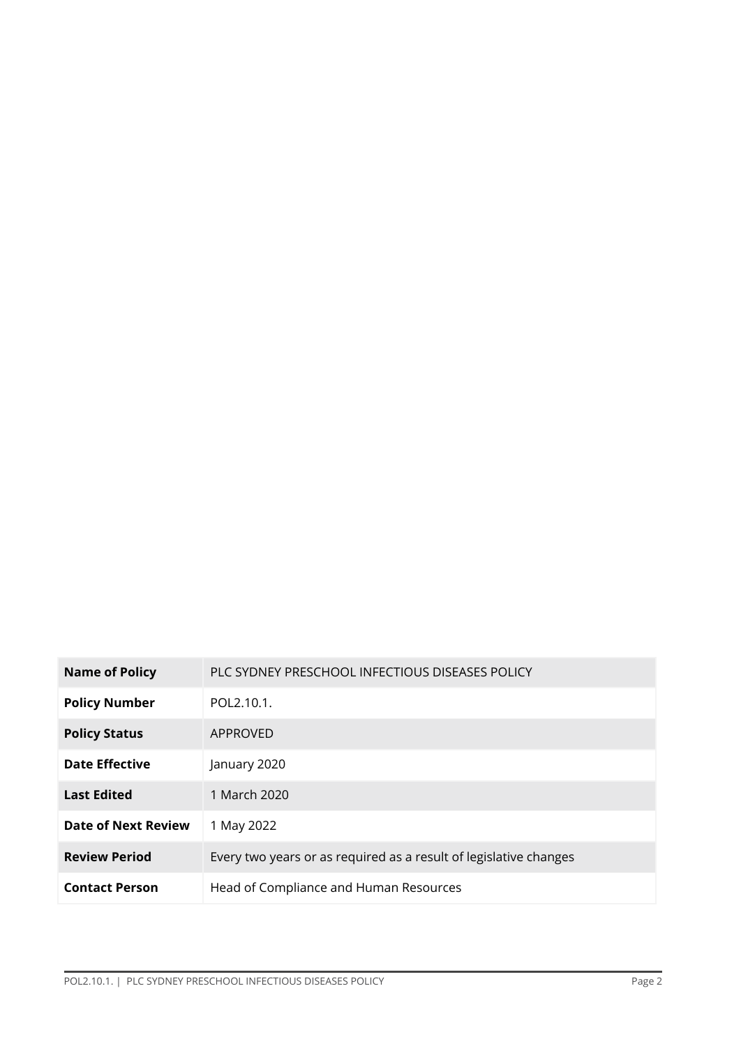| Name of Policy | PLC SYDNEY PRESCHOOL INFECTIOUS DISEASES POLICY |
|---|---|
| **Policy Number** | POL2.10.1. |
| **Policy Status** | APPROVED |
| **Date Effective** | January 2020 |
| **Last Edited** | 1 March 2020 |
| **Date of Next Review** | 1 May 2022 |
| **Review Period** | Every two years or as required as a result of legislative changes |
| **Contact Person** | Head of Compliance and Human Resources |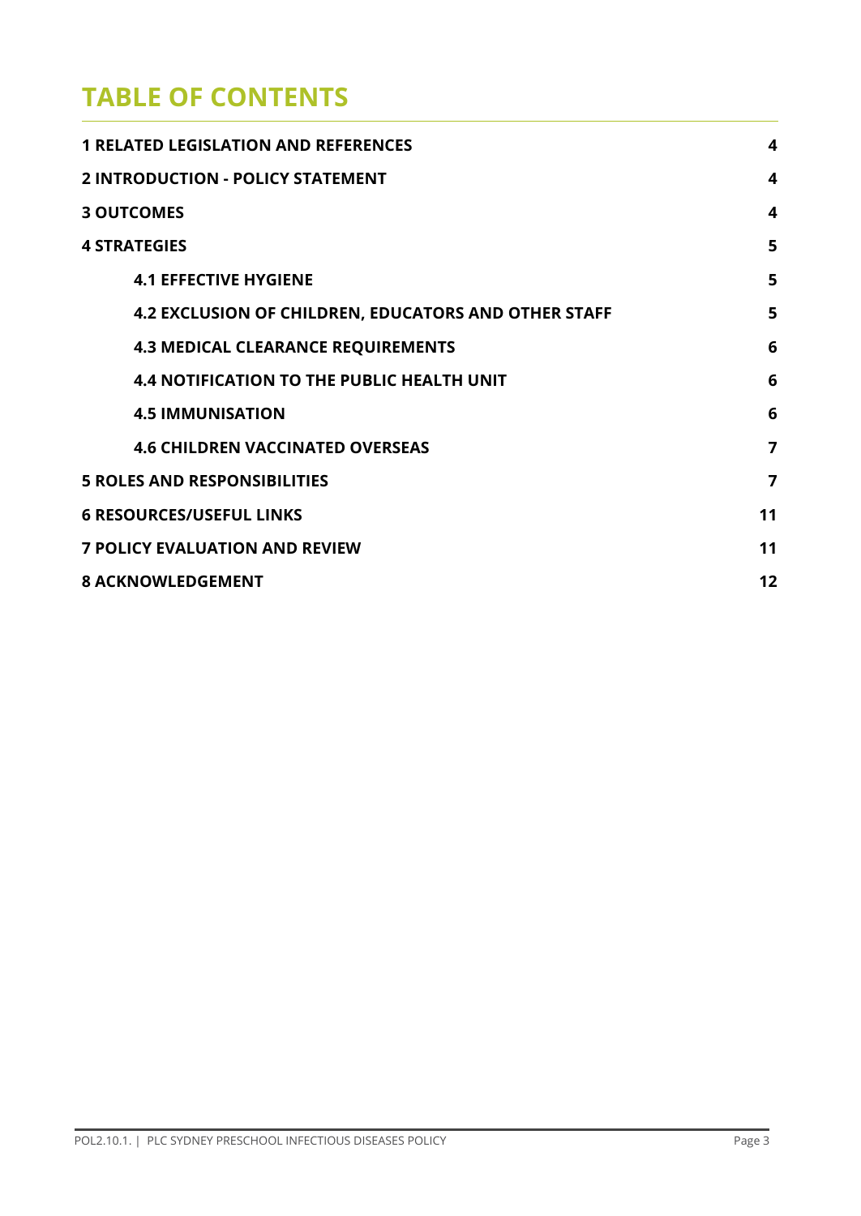# TABLE OF CONTENTS

| | |
|---|---|
| **1 RELATED LEGISLATION AND REFERENCES** | **4** |
| **2 INTRODUCTION - POLICY STATEMENT** | **4** |
| **3 OUTCOMES** | **4** |
| **4 STRATEGIES** | **5** |
| **4.1 EFFECTIVE HYGIENE** | **5** |
| **4.2 EXCLUSION OF CHILDREN, EDUCATORS AND OTHER STAFF** | **5** |
| **4.3 MEDICAL CLEARANCE REQUIREMENTS** | **6** |
| **4.4 NOTIFICATION TO THE PUBLIC HEALTH UNIT** | **6** |
| **4.5 IMMUNISATION** | **6** |
| **4.6 CHILDREN VACCINATED OVERSEAS** | **7** |
| **5 ROLES AND RESPONSIBILITIES** | **7** |
| **6 RESOURCES/USEFUL LINKS** | **11** |
| **7 POLICY EVALUATION AND REVIEW** | **11** |
| **8 ACKNOWLEDGEMENT** | **12** |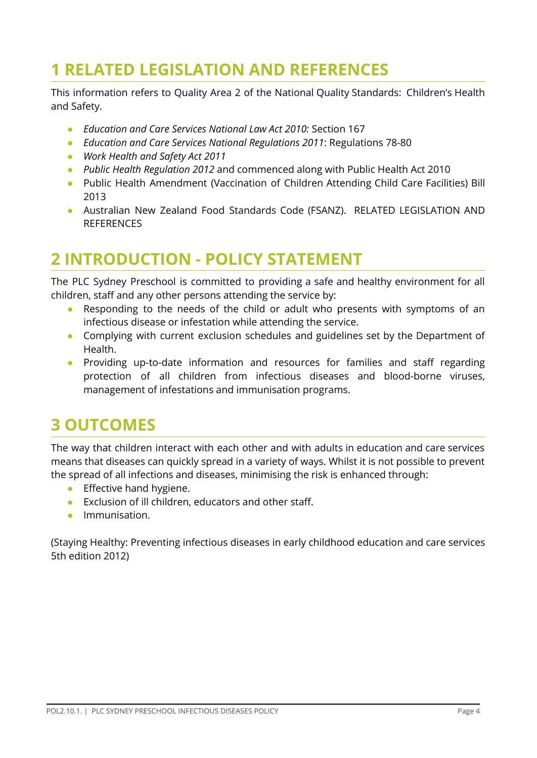# 1 RELATED LEGISLATION AND REFERENCES

This information refers to Quality Area 2 of the National Quality Standards: Children's Health and Safety.

- *Education and Care Services National Law Act 2010:* Section 167
- *Education and Care Services National Regulations 2011*: Regulations 78-80
- *Work Health and Safety Act 2011*
- *Public Health Regulation 2012* and commenced along with Public Health Act 2010
- Public Health Amendment (Vaccination of Children Attending Child Care Facilities) Bill 2013
- Australian New Zealand Food Standards Code (FSANZ). RELATED LEGISLATION AND REFERENCES

# 2 INTRODUCTION - POLICY STATEMENT

The PLC Sydney Preschool is committed to providing a safe and healthy environment for all children, staff and any other persons attending the service by:

- Responding to the needs of the child or adult who presents with symptoms of an infectious disease or infestation while attending the service.
- Complying with current exclusion schedules and guidelines set by the Department of Health.
- Providing up-to-date information and resources for families and staff regarding protection of all children from infectious diseases and blood-borne viruses, management of infestations and immunisation programs.

# 3 OUTCOMES

The way that children interact with each other and with adults in education and care services means that diseases can quickly spread in a variety of ways. Whilst it is not possible to prevent the spread of all infections and diseases, minimising the risk is enhanced through:

- Effective hand hygiene.
- Exclusion of ill children, educators and other staff.
- Immunisation.

(Staying Healthy: Preventing infectious diseases in early childhood education and care services 5th edition 2012)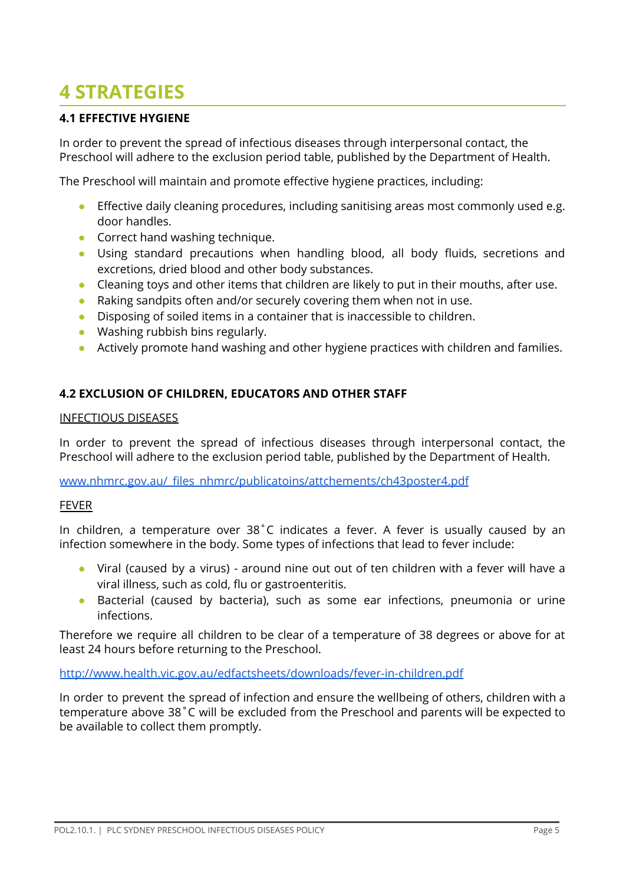# 4 STRATEGIES

### 4.1 EFFECTIVE HYGIENE

In order to prevent the spread of infectious diseases through interpersonal contact, the Preschool will adhere to the exclusion period table, published by the Department of Health.

The Preschool will maintain and promote effective hygiene practices, including:

- Effective daily cleaning procedures, including sanitising areas most commonly used e.g. door handles.
- Correct hand washing technique.
- Using standard precautions when handling blood, all body fluids, secretions and excretions, dried blood and other body substances.
- Cleaning toys and other items that children are likely to put in their mouths, after use.
- Raking sandpits often and/or securely covering them when not in use.
- Disposing of soiled items in a container that is inaccessible to children.
- Washing rubbish bins regularly.
- Actively promote hand washing and other hygiene practices with children and families.

### 4.2 EXCLUSION OF CHILDREN, EDUCATORS AND OTHER STAFF

INFECTIOUS DISEASES

In order to prevent the spread of infectious diseases through interpersonal contact, the Preschool will adhere to the exclusion period table, published by the Department of Health.

www.nhmrc.gov.au/_files_nhmrc/publicatoins/attchements/ch43poster4.pdf

FEVER

In children, a temperature over 38˚C indicates a fever. A fever is usually caused by an infection somewhere in the body. Some types of infections that lead to fever include:

- Viral (caused by a virus) - around nine out out of ten children with a fever will have a viral illness, such as cold, flu or gastroenteritis.
- Bacterial (caused by bacteria), such as some ear infections, pneumonia or urine infections.

Therefore we require all children to be clear of a temperature of 38 degrees or above for at least 24 hours before returning to the Preschool.

http://www.health.vic.gov.au/edfactsheets/downloads/fever-in-children.pdf

In order to prevent the spread of infection and ensure the wellbeing of others, children with a temperature above 38˚C will be excluded from the Preschool and parents will be expected to be available to collect them promptly.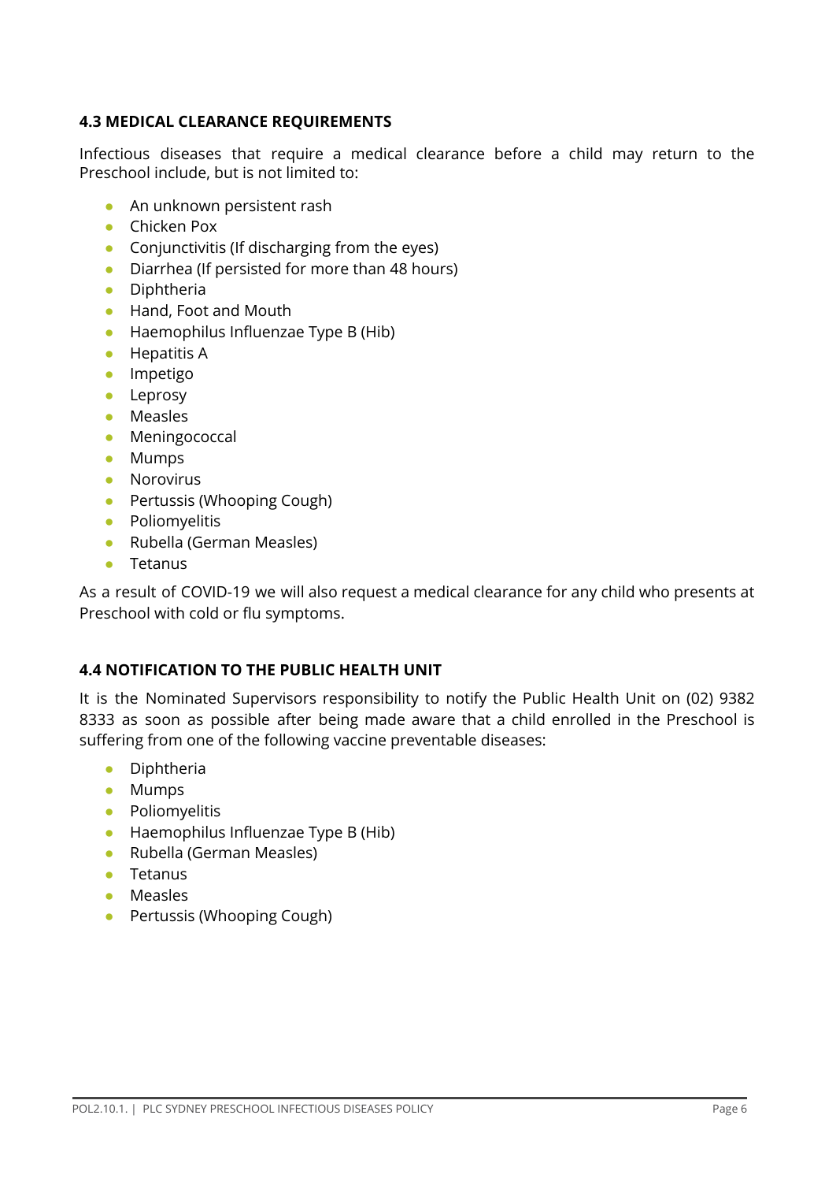### 4.3 MEDICAL CLEARANCE REQUIREMENTS

Infectious diseases that require a medical clearance before a child may return to the Preschool include, but is not limited to:

- An unknown persistent rash
- Chicken Pox
- Conjunctivitis (If discharging from the eyes)
- Diarrhea (If persisted for more than 48 hours)
- Diphtheria
- Hand, Foot and Mouth
- Haemophilus Influenzae Type B (Hib)
- Hepatitis A
- Impetigo
- Leprosy
- Measles
- Meningococcal
- Mumps
- Norovirus
- Pertussis (Whooping Cough)
- Poliomyelitis
- Rubella (German Measles)
- Tetanus

As a result of COVID-19 we will also request a medical clearance for any child who presents at Preschool with cold or flu symptoms.

### 4.4 NOTIFICATION TO THE PUBLIC HEALTH UNIT

It is the Nominated Supervisors responsibility to notify the Public Health Unit on (02) 9382 8333 as soon as possible after being made aware that a child enrolled in the Preschool is suffering from one of the following vaccine preventable diseases:

- Diphtheria
- Mumps
- Poliomyelitis
- Haemophilus Influenzae Type B (Hib)
- Rubella (German Measles)
- Tetanus
- Measles
- Pertussis (Whooping Cough)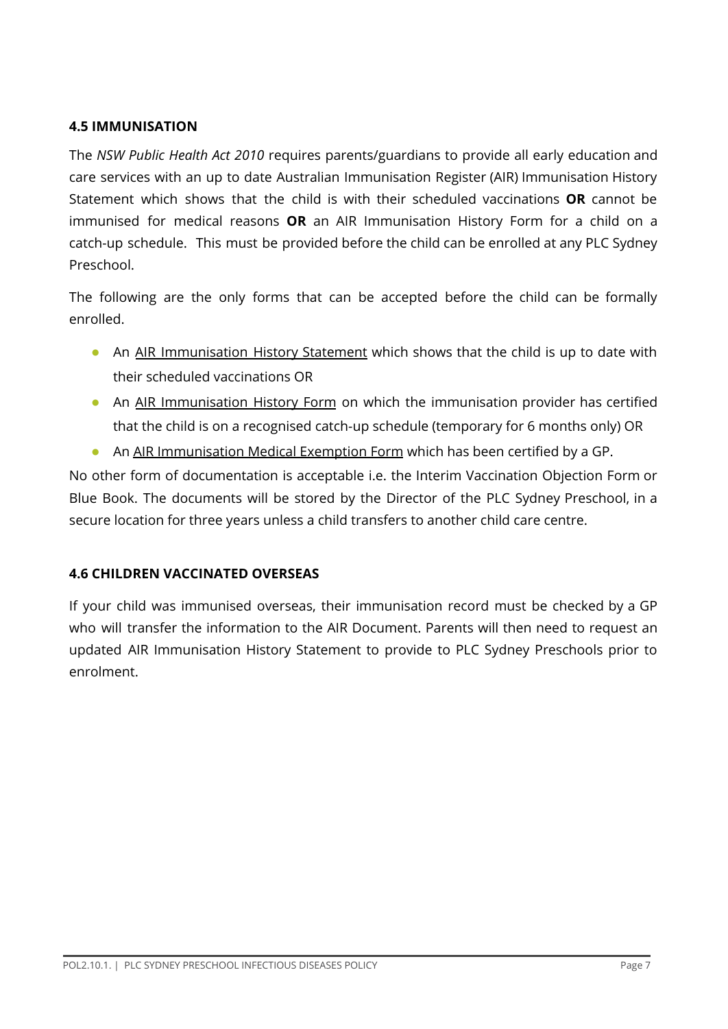### 4.5 IMMUNISATION

The *NSW Public Health Act 2010* requires parents/guardians to provide all early education and care services with an up to date Australian Immunisation Register (AIR) Immunisation History Statement which shows that the child is with their scheduled vaccinations **OR** cannot be immunised for medical reasons **OR** an AIR Immunisation History Form for a child on a catch-up schedule. This must be provided before the child can be enrolled at any PLC Sydney Preschool.

The following are the only forms that can be accepted before the child can be formally enrolled.

- An AIR Immunisation History Statement which shows that the child is up to date with their scheduled vaccinations OR
- An AIR Immunisation History Form on which the immunisation provider has certified that the child is on a recognised catch-up schedule (temporary for 6 months only) OR
- An AIR Immunisation Medical Exemption Form which has been certified by a GP.

No other form of documentation is acceptable i.e. the Interim Vaccination Objection Form or Blue Book. The documents will be stored by the Director of the PLC Sydney Preschool, in a secure location for three years unless a child transfers to another child care centre.

### 4.6 CHILDREN VACCINATED OVERSEAS

If your child was immunised overseas, their immunisation record must be checked by a GP who will transfer the information to the AIR Document. Parents will then need to request an updated AIR Immunisation History Statement to provide to PLC Sydney Preschools prior to enrolment.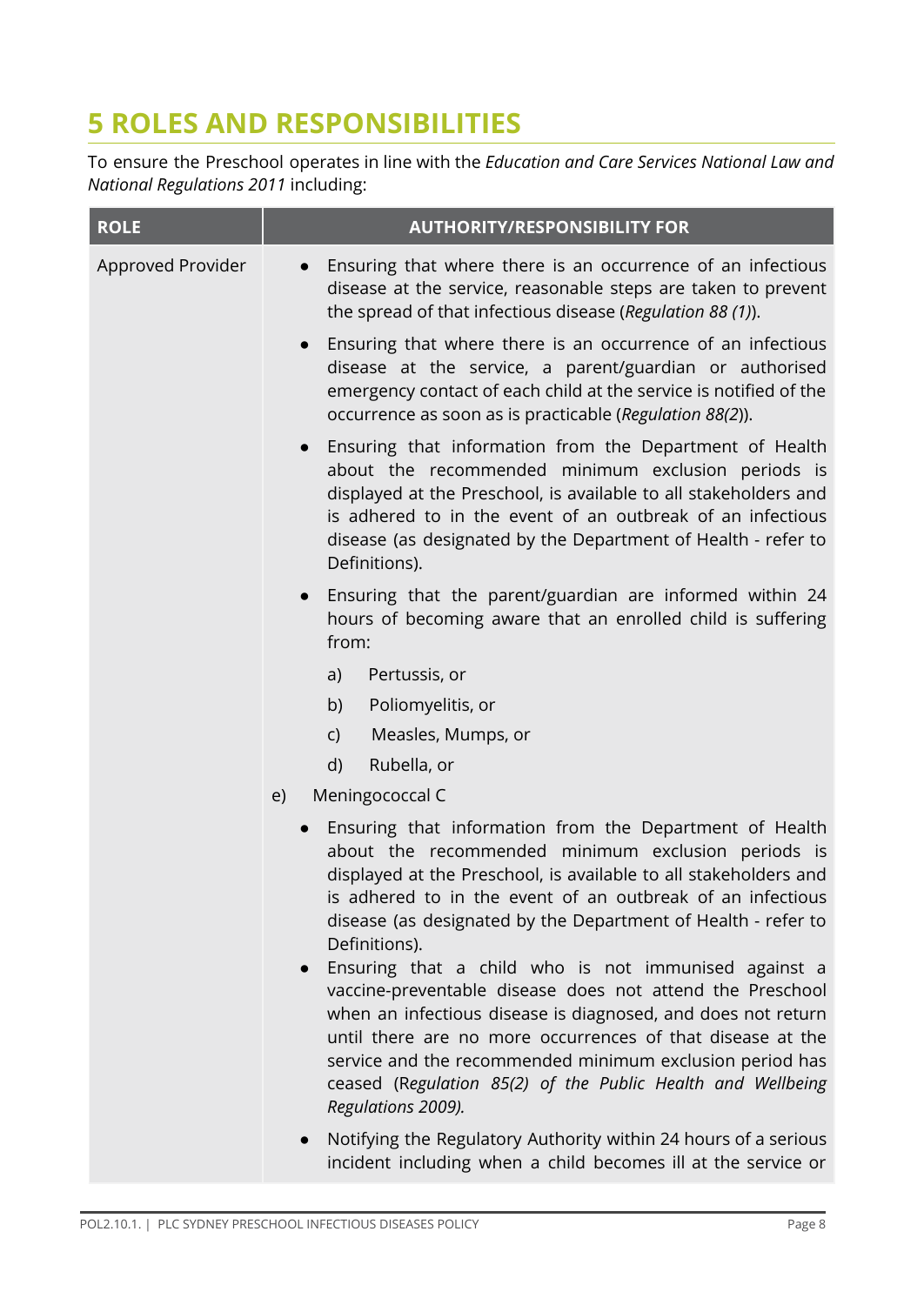# 5 ROLES AND RESPONSIBILITIES

To ensure the Preschool operates in line with the *Education and Care Services National Law and National Regulations 2011* including:

| ROLE | AUTHORITY/RESPONSIBILITY FOR |
|---|---|
| Approved Provider | • Ensuring that where there is an occurrence of an infectious disease at the service, reasonable steps are taken to prevent the spread of that infectious disease (*Regulation 88 (1)*).<br>• Ensuring that where there is an occurrence of an infectious disease at the service, a parent/guardian or authorised emergency contact of each child at the service is notified of the occurrence as soon as is practicable (*Regulation 88(2)*).<br>• Ensuring that information from the Department of Health about the recommended minimum exclusion periods is displayed at the Preschool, is available to all stakeholders and is adhered to in the event of an outbreak of an infectious disease (as designated by the Department of Health - refer to Definitions).<br>• Ensuring that the parent/guardian are informed within 24 hours of becoming aware that an enrolled child is suffering from:<br>a) Pertussis, or<br>b) Poliomyelitis, or<br>c) Measles, Mumps, or<br>d) Rubella, or<br>e) Meningococcal C<br>• Ensuring that information from the Department of Health about the recommended minimum exclusion periods is displayed at the Preschool, is available to all stakeholders and is adhered to in the event of an outbreak of an infectious disease (as designated by the Department of Health - refer to Definitions).<br>• Ensuring that a child who is not immunised against a vaccine-preventable disease does not attend the Preschool when an infectious disease is diagnosed, and does not return until there are no more occurrences of that disease at the service and the recommended minimum exclusion period has ceased (R*egulation 85(2) of the Public Health and Wellbeing Regulations 2009).*<br>• Notifying the Regulatory Authority within 24 hours of a serious incident including when a child becomes ill at the service or |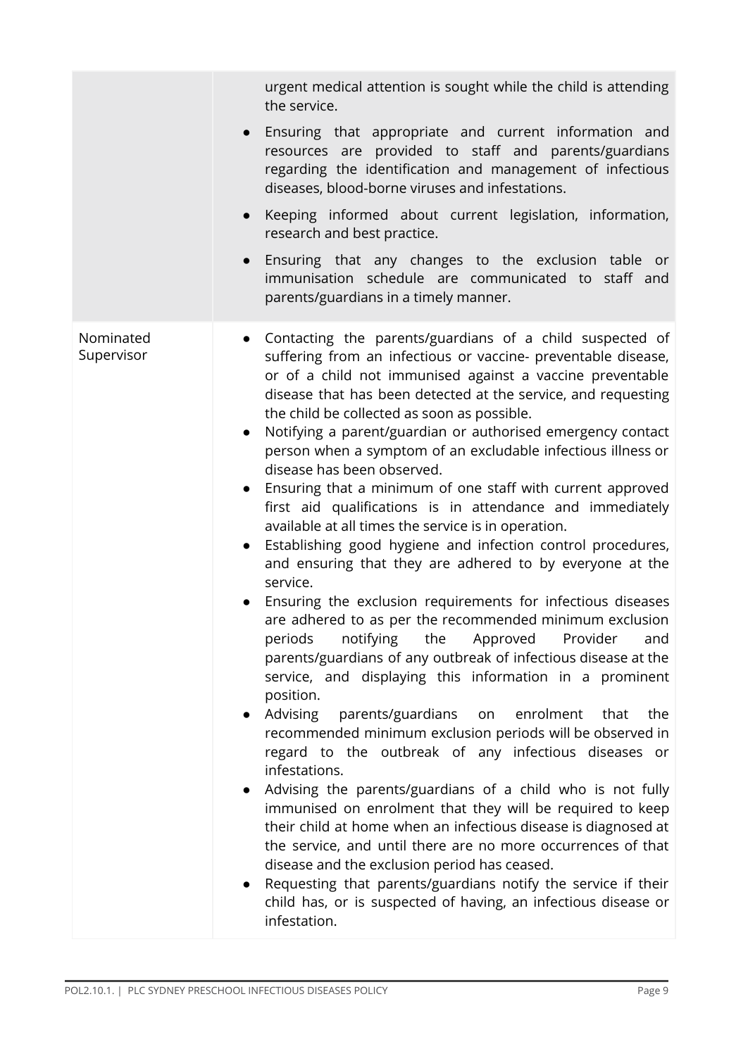| | |
|---|---|
| | urgent medical attention is sought while the child is attending the service.<br>● Ensuring that appropriate and current information and resources are provided to staff and parents/guardians regarding the identification and management of infectious diseases, blood-borne viruses and infestations.<br>● Keeping informed about current legislation, information, research and best practice.<br>● Ensuring that any changes to the exclusion table or immunisation schedule are communicated to staff and parents/guardians in a timely manner. |
| Nominated Supervisor | ● Contacting the parents/guardians of a child suspected of suffering from an infectious or vaccine- preventable disease, or of a child not immunised against a vaccine preventable disease that has been detected at the service, and requesting the child be collected as soon as possible.<br>● Notifying a parent/guardian or authorised emergency contact person when a symptom of an excludable infectious illness or disease has been observed.<br>● Ensuring that a minimum of one staff with current approved first aid qualifications is in attendance and immediately available at all times the service is in operation.<br>● Establishing good hygiene and infection control procedures, and ensuring that they are adhered to by everyone at the service.<br>● Ensuring the exclusion requirements for infectious diseases are adhered to as per the recommended minimum exclusion periods notifying the Approved Provider and parents/guardians of any outbreak of infectious disease at the service, and displaying this information in a prominent position.<br>● Advising parents/guardians on enrolment that the recommended minimum exclusion periods will be observed in regard to the outbreak of any infectious diseases or infestations.<br>● Advising the parents/guardians of a child who is not fully immunised on enrolment that they will be required to keep their child at home when an infectious disease is diagnosed at the service, and until there are no more occurrences of that disease and the exclusion period has ceased.<br>● Requesting that parents/guardians notify the service if their child has, or is suspected of having, an infectious disease or infestation. |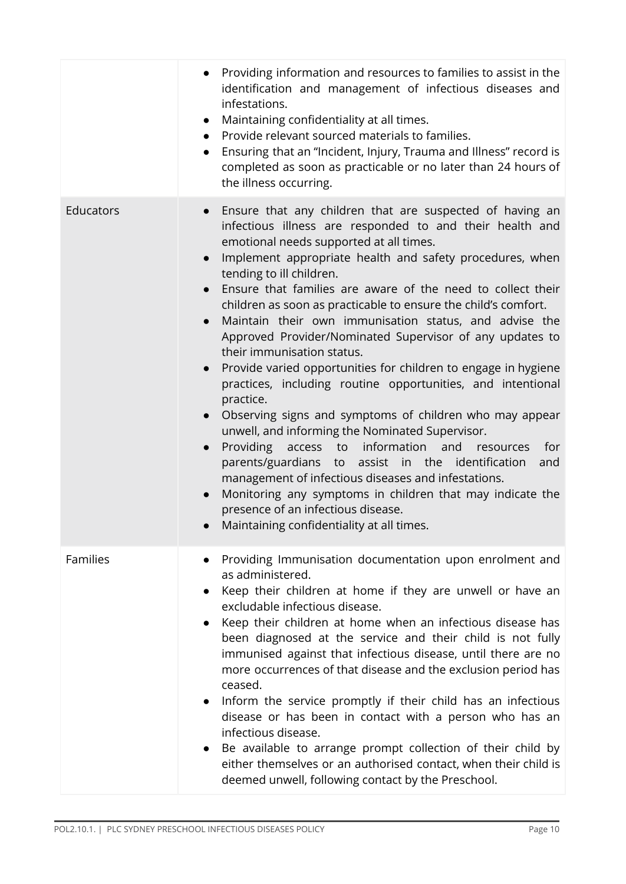| | |
|---|---|
| | <ul><li>Providing information and resources to families to assist in the identification and management of infectious diseases and infestations.</li><li>Maintaining confidentiality at all times.</li><li>Provide relevant sourced materials to families.</li><li>Ensuring that an "Incident, Injury, Trauma and Illness" record is completed as soon as practicable or no later than 24 hours of the illness occurring.</li></ul> |
| Educators | <ul><li>Ensure that any children that are suspected of having an infectious illness are responded to and their health and emotional needs supported at all times.</li><li>Implement appropriate health and safety procedures, when tending to ill children.</li><li>Ensure that families are aware of the need to collect their children as soon as practicable to ensure the child's comfort.</li><li>Maintain their own immunisation status, and advise the Approved Provider/Nominated Supervisor of any updates to their immunisation status.</li><li>Provide varied opportunities for children to engage in hygiene practices, including routine opportunities, and intentional practice.</li><li>Observing signs and symptoms of children who may appear unwell, and informing the Nominated Supervisor.</li><li>Providing access to information and resources for parents/guardians to assist in the identification and management of infectious diseases and infestations.</li><li>Monitoring any symptoms in children that may indicate the presence of an infectious disease.</li><li>Maintaining confidentiality at all times.</li></ul> |
| Families | <ul><li>Providing Immunisation documentation upon enrolment and as administered.</li><li>Keep their children at home if they are unwell or have an excludable infectious disease.</li><li>Keep their children at home when an infectious disease has been diagnosed at the service and their child is not fully immunised against that infectious disease, until there are no more occurrences of that disease and the exclusion period has ceased.</li><li>Inform the service promptly if their child has an infectious disease or has been in contact with a person who has an infectious disease.</li><li>Be available to arrange prompt collection of their child by either themselves or an authorised contact, when their child is deemed unwell, following contact by the Preschool.</li></ul> |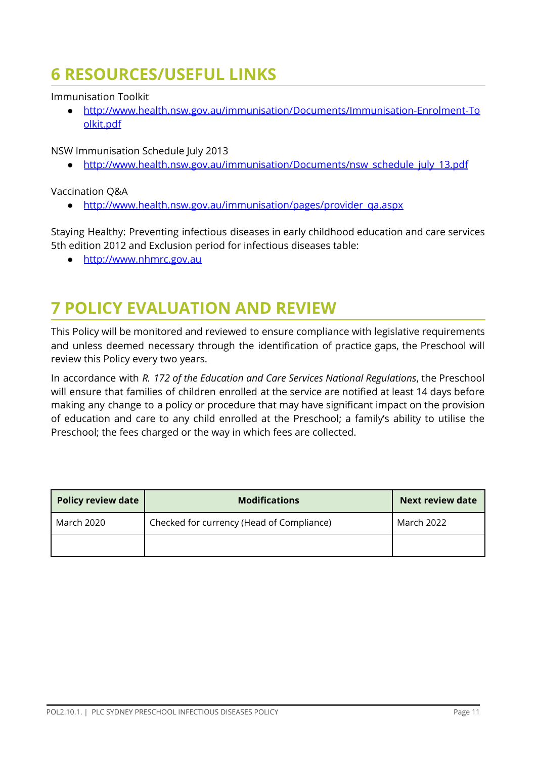# 6 RESOURCES/USEFUL LINKS

Immunisation Toolkit

- http://www.health.nsw.gov.au/immunisation/Documents/Immunisation-Enrolment-Toolkit.pdf

NSW Immunisation Schedule July 2013

- http://www.health.nsw.gov.au/immunisation/Documents/nsw_schedule_july_13.pdf

Vaccination Q&A

- http://www.health.nsw.gov.au/immunisation/pages/provider_qa.aspx

Staying Healthy: Preventing infectious diseases in early childhood education and care services 5th edition 2012 and Exclusion period for infectious diseases table:

- http://www.nhmrc.gov.au

# 7 POLICY EVALUATION AND REVIEW

This Policy will be monitored and reviewed to ensure compliance with legislative requirements and unless deemed necessary through the identification of practice gaps, the Preschool will review this Policy every two years.

In accordance with *R. 172 of the Education and Care Services National Regulations*, the Preschool will ensure that families of children enrolled at the service are notified at least 14 days before making any change to a policy or procedure that may have significant impact on the provision of education and care to any child enrolled at the Preschool; a family's ability to utilise the Preschool; the fees charged or the way in which fees are collected.

| Policy review date | Modifications | Next review date |
|---|---|---|
| March 2020 | Checked for currency (Head of Compliance) | March 2022 |
| | | |